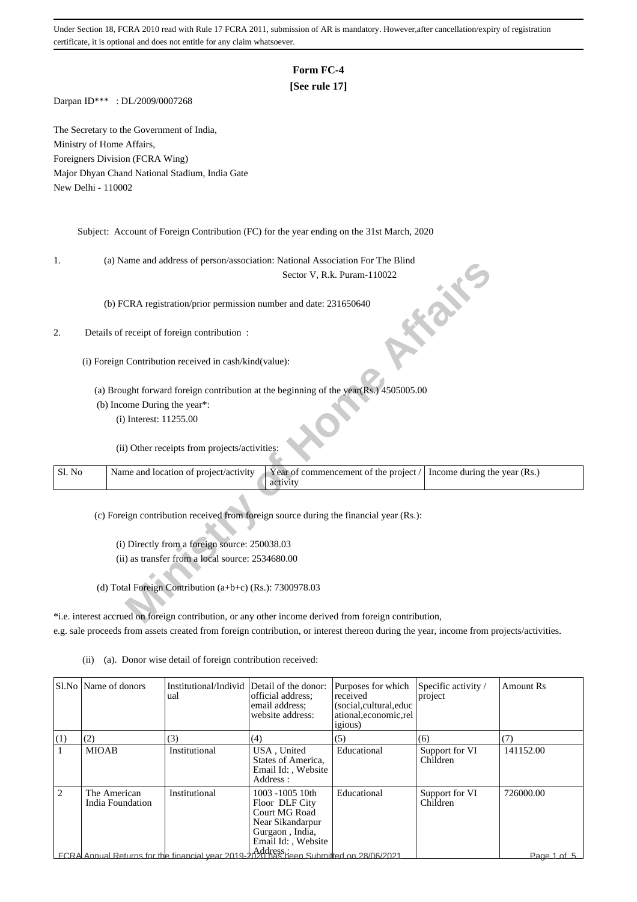Under Section 18, FCRA 2010 read with Rule 17 FCRA 2011, submission of AR is mandatory. However,after cancellation/expiry of registration certificate, it is optional and does not entitle for any claim whatsoever.

# Form FC-4
**[See rule 17]**

Darpan ID*** : DL/2009/0007268

The Secretary to the Government of India,
Ministry of Home Affairs,
Foreigners Division (FCRA Wing)
Major Dhyan Chand National Stadium, India Gate
New Delhi - 110002

Subject: Account of Foreign Contribution (FC) for the year ending on the 31st March, 2020

1. (a) Name and address of person/association: National Association For The Blind
Sector V, R.k. Puram-110022

(b) FCRA registration/prior permission number and date: 231650640

2. Details of receipt of foreign contribution :

(i) Foreign Contribution received in cash/kind(value):

(a) Brought forward foreign contribution at the beginning of the year(Rs.) 4505005.00

(b) Income During the year*:

(i) Interest: 11255.00

(ii) Other receipts from projects/activities:

| Sl. No | Name and location of project/activity | Year of commencement of the project / activity | Income during the year (Rs.) |
|---|---|---|---|

(c) Foreign contribution received from foreign source during the financial year (Rs.):

(i) Directly from a foreign source: 250038.03

(ii) as transfer from a local source: 2534680.00

(d) Total Foreign Contribution (a+b+c) (Rs.): 7300978.03

*i.e. interest accrued on foreign contribution, or any other income derived from foreign contribution, e.g. sale proceeds from assets created from foreign contribution, or interest thereon during the year, income from projects/activities.

(ii) (a). Donor wise detail of foreign contribution received:

| Sl.No | Name of donors | Institutional/Individual | Detail of the donor: official address; email address; website address: | Purposes for which received (social,cultural,educational,economic,religious) | Specific activity / project | Amount Rs |
|---|---|---|---|---|---|---|
| (1) | (2) | (3) | (4) | (5) | (6) | (7) |
| 1 | MIOAB | Institutional | USA , United States of America, Email Id: , Website Address : | Educational | Support for VI Children | 141152.00 |
| 2 | The American India Foundation | Institutional | 1003 -1005 10th Floor DLF City Court MG Road Near Sikandarpur Gurgaon , India, Email Id: , Website Address : | Educational | Support for VI Children | 726000.00 |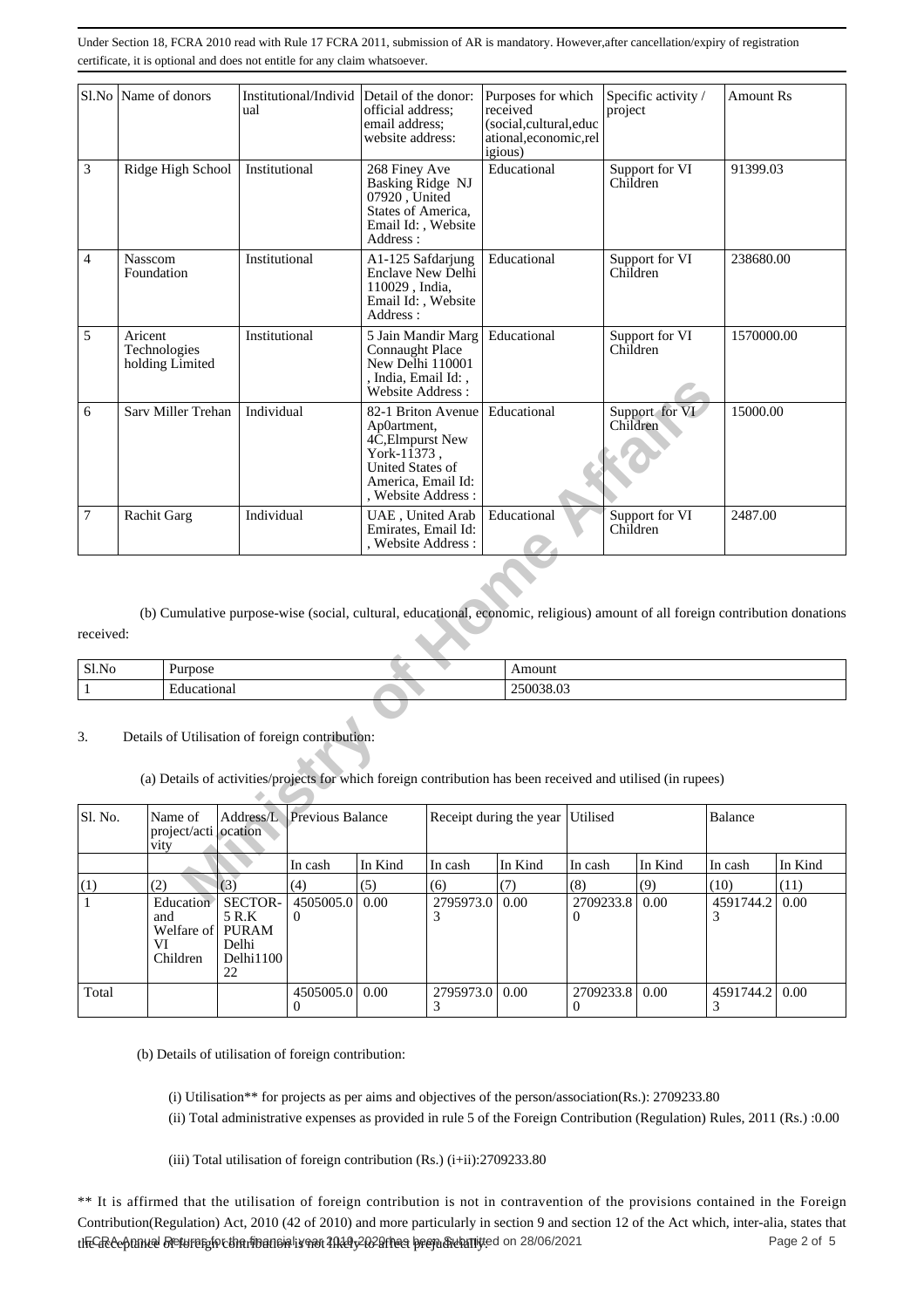Under Section 18, FCRA 2010 read with Rule 17 FCRA 2011, submission of AR is mandatory. However,after cancellation/expiry of registration certificate, it is optional and does not entitle for any claim whatsoever.

| Sl.No | Name of donors | Institutional/Individual | Detail of the donor: official address; email address; website address: | Purposes for which received (social,cultural,educational,economic,religious) | Specific activity / project | Amount Rs |
|---|---|---|---|---|---|---|
| 3 | Ridge High School | Institutional | 268 Finey Ave Basking Ridge NJ 07920 , United States of America, Email Id: , Website Address : | Educational | Support for VI Children | 91399.03 |
| 4 | Nasscom Foundation | Institutional | A1-125 Safdarjung Enclave New Delhi 110029 , India, Email Id: , Website Address : | Educational | Support for VI Children | 238680.00 |
| 5 | Aricent Technologies holding Limited | Institutional | 5 Jain Mandir Marg Connaught Place New Delhi 110001 , India, Email Id: , Website Address : | Educational | Support for VI Children | 1570000.00 |
| 6 | Sarv Miller Trehan | Individual | 82-1 Briton Avenue Ap0artment, 4C,Elmpurst New York-11373 , United States of America, Email Id: , Website Address : | Educational | Support for VI Children | 15000.00 |
| 7 | Rachit Garg | Individual | UAE , United Arab Emirates, Email Id: , Website Address : | Educational | Support for VI Children | 2487.00 |

(b) Cumulative purpose-wise (social, cultural, educational, economic, religious) amount of all foreign contribution donations received:

| Sl.No | Purpose | Amount |
|---|---|---|
| 1 | Educational | 250038.03 |

3. Details of Utilisation of foreign contribution:

(a) Details of activities/projects for which foreign contribution has been received and utilised (in rupees)

| Sl. No. | Name of project/activity | Address/Location | Previous Balance | | Receipt during the year | | Utilised | | Balance | |
|---|---|---|---|---|---|---|---|---|---|---|
| | | | In cash | In Kind | In cash | In Kind | In cash | In Kind | In cash | In Kind |
| (1) | (2) | (3) | (4) | (5) | (6) | (7) | (8) | (9) | (10) | (11) |
| 1 | Education and Welfare of VI Children | SECTOR-5 R.K PURAM Delhi Delhi110022 | 4505005.00 | 0.00 | 2795973.03 | 0.00 | 2709233.80 | 0.00 | 4591744.23 | 0.00 |
| Total | | | 4505005.00 | 0.00 | 2795973.03 | 0.00 | 2709233.80 | 0.00 | 4591744.23 | 0.00 |

(b) Details of utilisation of foreign contribution:

(i) Utilisation** for projects as per aims and objectives of the person/association(Rs.): 2709233.80

(ii) Total administrative expenses as provided in rule 5 of the Foreign Contribution (Regulation) Rules, 2011 (Rs.) :0.00

(iii) Total utilisation of foreign contribution (Rs.) (i+ii):2709233.80

** It is affirmed that the utilisation of foreign contribution is not in contravention of the provisions contained in the Foreign Contribution(Regulation) Act, 2010 (42 of 2010) and more particularly in section 9 and section 12 of the Act which, inter-alia, states that the acceptance of foreign contribution is not likely to affect prejudicially

FCRA Annual Returns for the financial year 2019-2020 has been Submitted on 28/06/2021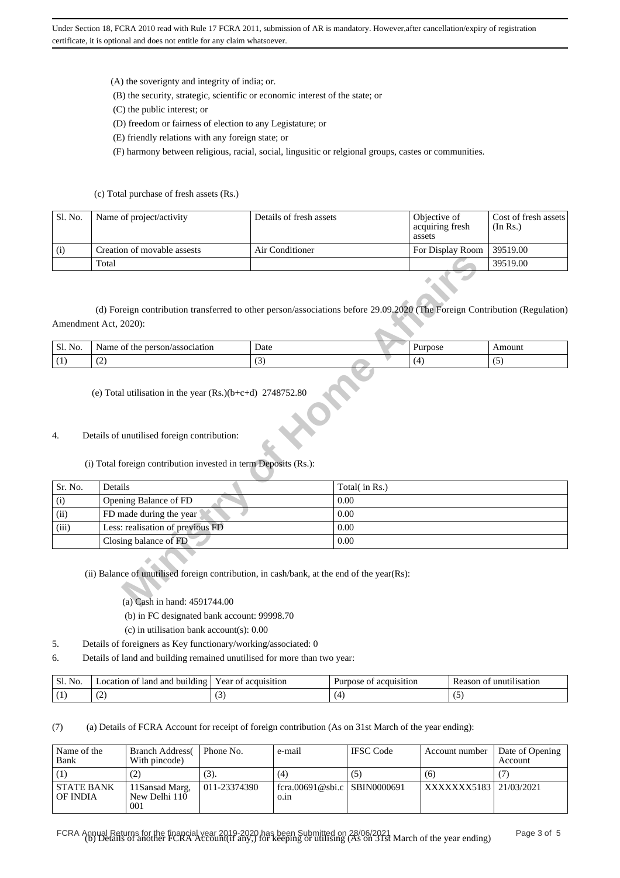Under Section 18, FCRA 2010 read with Rule 17 FCRA 2011, submission of AR is mandatory. However,after cancellation/expiry of registration certificate, it is optional and does not entitle for any claim whatsoever.

(A) the soverignty and integrity of india; or.

(B) the security, strategic, scientific or economic interest of the state; or

(C) the public interest; or

(D) freedom or fairness of election to any Legistature; or

(E) friendly relations with any foreign state; or

(F) harmony between religious, racial, social, lingusitic or relgional groups, castes or communities.

(c) Total purchase of fresh assets (Rs.)

| Sl. No. | Name of project/activity | Details of fresh assets | Objective of acquiring fresh assets | Cost of fresh assets (In Rs.) |
|---|---|---|---|---|
| (i) | Creation of movable assests | Air Conditioner | For Display Room | 39519.00 |
| | Total | | | 39519.00 |

(d) Foreign contribution transferred to other person/associations before 29.09.2020 (The Foreign Contribution (Regulation) Amendment Act, 2020):

| Sl. No. | Name of the person/association | Date | Purpose | Amount |
|---|---|---|---|---|
| (1) | (2) | (3) | (4) | (5) |

(e) Total utilisation in the year (Rs.)(b+c+d) 2748752.80

4. Details of unutilised foreign contribution:

(i) Total foreign contribution invested in term Deposits (Rs.):

| Sr. No. | Details | Total( in Rs.) |
|---|---|---|
| (i) | Opening Balance of FD | 0.00 |
| (ii) | FD made during the year | 0.00 |
| (iii) | Less: realisation of previous FD | 0.00 |
| | Closing balance of FD | 0.00 |

(ii) Balance of unutilised foreign contribution, in cash/bank, at the end of the year(Rs):

(a) Cash in hand: 4591744.00

(b) in FC designated bank account: 99998.70

(c) in utilisation bank account(s): 0.00

5. Details of foreigners as Key functionary/working/associated: 0

6. Details of land and building remained unutilised for more than two year:

| Sl. No. | Location of land and building | Year of acquisition | Purpose of acquisition | Reason of unutilisation |
|---|---|---|---|---|
| (1) | (2) | (3) | (4) | (5) |

(7) (a) Details of FCRA Account for receipt of foreign contribution (As on 31st March of the year ending):

| Name of the Bank | Branch Address( With pincode) | Phone No. | e-mail | IFSC Code | Account number | Date of Opening Account |
|---|---|---|---|---|---|---|
| (1) | (2) | (3). | (4) | (5) | (6) | (7) |
| STATE BANK OF INDIA | 11Sansad Marg, New Delhi 110 001 | 011-23374390 | fcra.00691@sbi.co.in | SBIN0000691 | XXXXXXX5183 | 21/03/2021 |

(b) Details of another FCRA Account(if any,) for keeping or utilising (As on 31st March of the year ending)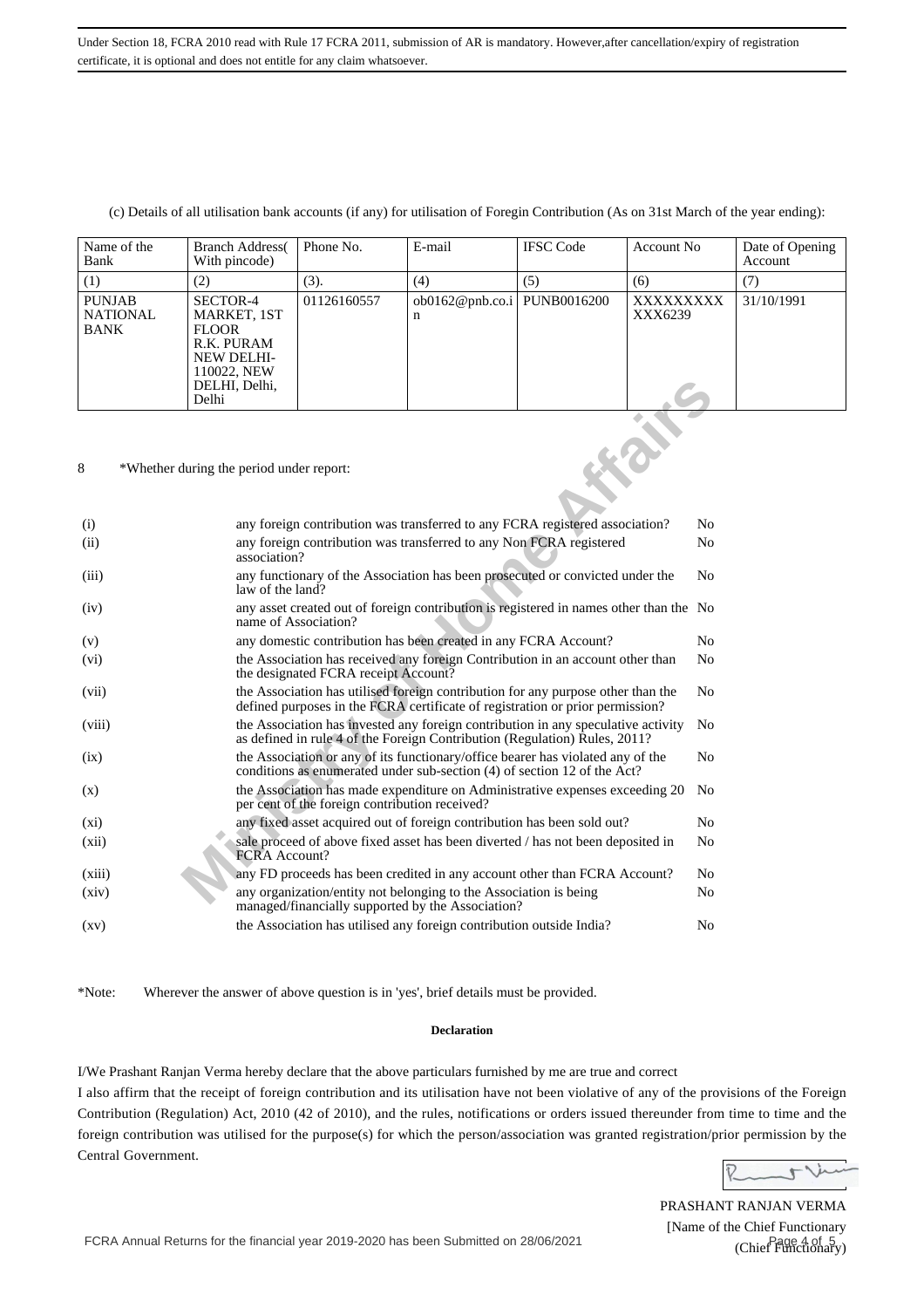Under Section 18, FCRA 2010 read with Rule 17 FCRA 2011, submission of AR is mandatory. However,after cancellation/expiry of registration certificate, it is optional and does not entitle for any claim whatsoever.

(c) Details of all utilisation bank accounts (if any) for utilisation of Foregin Contribution (As on 31st March of the year ending):

| Name of the Bank | Branch Address( With pincode) | Phone No. | E-mail | IFSC Code | Account No | Date of Opening Account |
|---|---|---|---|---|---|---|
| (1) | (2) | (3). | (4) | (5) | (6) | (7) |
| PUNJAB NATIONAL BANK | SECTOR-4 MARKET, 1ST FLOOR R.K. PURAM NEW DELHI-110022, NEW DELHI, Delhi, Delhi | 01126160557 | ob0162@pnb.co.in | PUNB0016200 | XXXXXXXXXXX6239 | 31/10/1991 |

8 *Whether during the period under report:

| | | |
|---|---|---|
| (i) | any foreign contribution was transferred to any FCRA registered association? | No |
| (ii) | any foreign contribution was transferred to any Non FCRA registered association? | No |
| (iii) | any functionary of the Association has been prosecuted or convicted under the law of the land? | No |
| (iv) | any asset created out of foreign contribution is registered in names other than the name of Association? | No |
| (v) | any domestic contribution has been created in any FCRA Account? | No |
| (vi) | the Association has received any foreign Contribution in an account other than the designated FCRA receipt Account? | No |
| (vii) | the Association has utilised foreign contribution for any purpose other than the defined purposes in the FCRA certificate of registration or prior permission? | No |
| (viii) | the Association has invested any foreign contribution in any speculative activity as defined in rule 4 of the Foreign Contribution (Regulation) Rules, 2011? | No |
| (ix) | the Association or any of its functionary/office bearer has violated any of the conditions as enumerated under sub-section (4) of section 12 of the Act? | No |
| (x) | the Association has made expenditure on Administrative expenses exceeding 20 per cent of the foreign contribution received? | No |
| (xi) | any fixed asset acquired out of foreign contribution has been sold out? | No |
| (xii) | sale proceed of above fixed asset has been diverted / has not been deposited in FCRA Account? | No |
| (xiii) | any FD proceeds has been credited in any account other than FCRA Account? | No |
| (xiv) | any organization/entity not belonging to the Association is being managed/financially supported by the Association? | No |
| (xv) | the Association has utilised any foreign contribution outside India? | No |

*Note: Wherever the answer of above question is in 'yes', brief details must be provided.

**Declaration**

I/We Prashant Ranjan Verma hereby declare that the above particulars furnished by me are true and correct

I also affirm that the receipt of foreign contribution and its utilisation have not been violative of any of the provisions of the Foreign Contribution (Regulation) Act, 2010 (42 of 2010), and the rules, notifications or orders issued thereunder from time to time and the foreign contribution was utilised for the purpose(s) for which the person/association was granted registration/prior permission by the Central Government.

PRASHANT RANJAN VERMA
[Name of the Chief Functionary
(Chief Functionary)

FCRA Annual Returns for the financial year 2019-2020 has been Submitted on 28/06/2021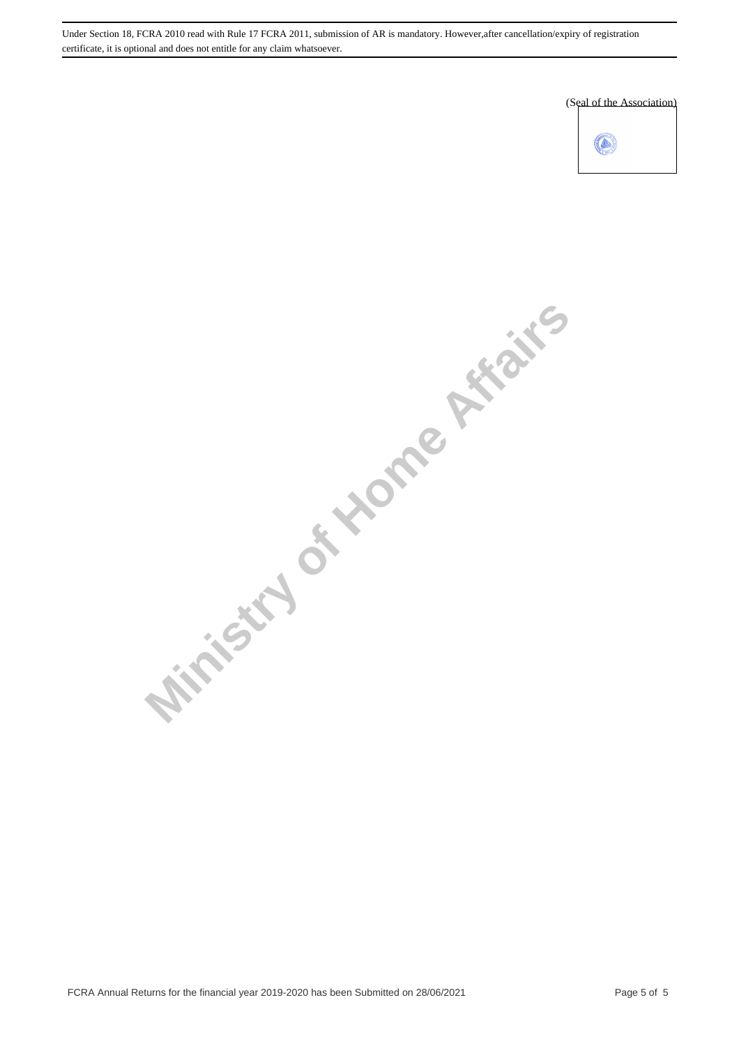Under Section 18, FCRA 2010 read with Rule 17 FCRA 2011, submission of AR is mandatory. However,after cancellation/expiry of registration certificate, it is optional and does not entitle for any claim whatsoever.

(Seal of the Association)